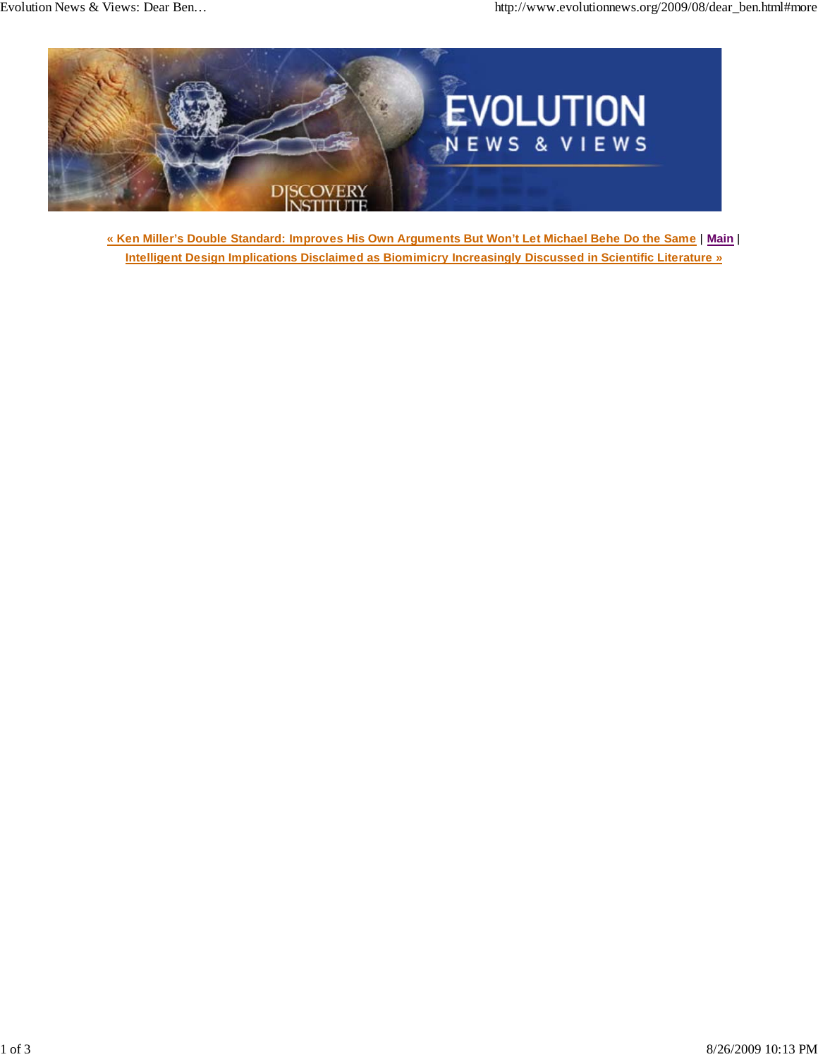« Ken Miller's Double Standard: Improves His Own Arguments But Won't Let Michael Behe Do the Same | Main | Intelligent Design Implications Disclaimed as Biomimicry Increasingly Discussed in Scientific Literature »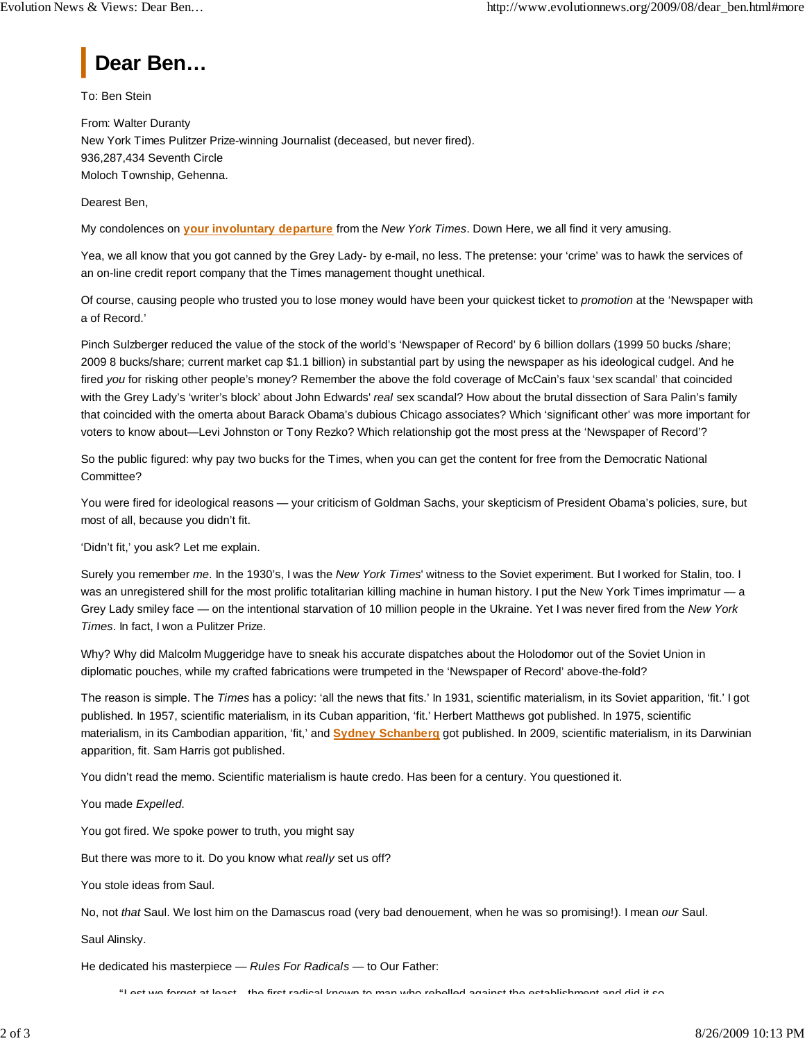# Dear Ben…

To: Ben Stein

From: Walter Duranty
New York Times Pulitzer Prize-winning Journalist (deceased, but never fired).
936,287,434 Seventh Circle
Moloch Township, Gehenna.

Dearest Ben,

My condolences on **your involuntary departure** from the *New York Times*. Down Here, we all find it very amusing.

Yea, we all know that you got canned by the Grey Lady- by e-mail, no less. The pretense: your 'crime' was to hawk the services of an on-line credit report company that the Times management thought unethical.

Of course, causing people who trusted you to lose money would have been your quickest ticket to *promotion* at the 'Newspaper ~~with~~ a of Record.'

Pinch Sulzberger reduced the value of the stock of the world's 'Newspaper of Record' by 6 billion dollars (1999 50 bucks /share; 2009 8 bucks/share; current market cap $1.1 billion) in substantial part by using the newspaper as his ideological cudgel. And he fired *you* for risking other people's money? Remember the above the fold coverage of McCain's faux 'sex scandal' that coincided with the Grey Lady's 'writer's block' about John Edwards' *real* sex scandal? How about the brutal dissection of Sara Palin's family that coincided with the omerta about Barack Obama's dubious Chicago associates? Which 'significant other' was more important for voters to know about—Levi Johnston or Tony Rezko? Which relationship got the most press at the 'Newspaper of Record'?

So the public figured: why pay two bucks for the Times, when you can get the content for free from the Democratic National Committee?

You were fired for ideological reasons — your criticism of Goldman Sachs, your skepticism of President Obama's policies, sure, but most of all, because you didn't fit.

'Didn't fit,' you ask? Let me explain.

Surely you remember *me*. In the 1930's, I was the *New York Times*' witness to the Soviet experiment. But I worked for Stalin, too. I was an unregistered shill for the most prolific totalitarian killing machine in human history. I put the New York Times imprimatur — a Grey Lady smiley face — on the intentional starvation of 10 million people in the Ukraine. Yet I was never fired from the *New York Times*. In fact, I won a Pulitzer Prize.

Why? Why did Malcolm Muggeridge have to sneak his accurate dispatches about the Holodomor out of the Soviet Union in diplomatic pouches, while my crafted fabrications were trumpeted in the 'Newspaper of Record' above-the-fold?

The reason is simple. The *Times* has a policy: 'all the news that fits.' In 1931, scientific materialism, in its Soviet apparition, 'fit.' I got published. In 1957, scientific materialism, in its Cuban apparition, 'fit.' Herbert Matthews got published. In 1975, scientific materialism, in its Cambodian apparition, 'fit,' and **Sydney Schanberg** got published. In 2009, scientific materialism, in its Darwinian apparition, fit. Sam Harris got published.

You didn't read the memo. Scientific materialism is haute credo. Has been for a century. You questioned it.

You made *Expelled*.

You got fired. We spoke power to truth, you might say

But there was more to it. Do you know what *really* set us off?

You stole ideas from Saul.

No, not *that* Saul. We lost him on the Damascus road (very bad denouement, when he was so promising!). I mean *our* Saul.

Saul Alinsky.

He dedicated his masterpiece — *Rules For Radicals* — to Our Father:

> "Lest we forget at least... the first radical known to man who rebelled against the establishment and did it so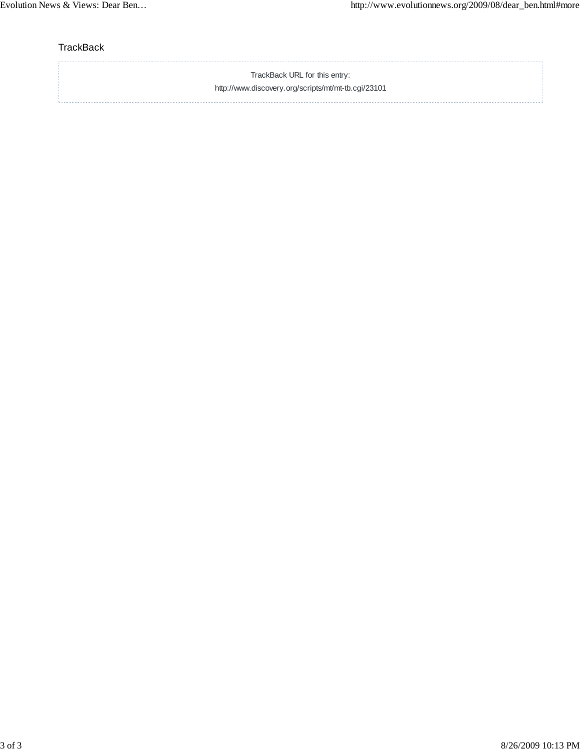## TrackBack

TrackBack URL for this entry:

http://www.discovery.org/scripts/mt/mt-tb.cgi/23101